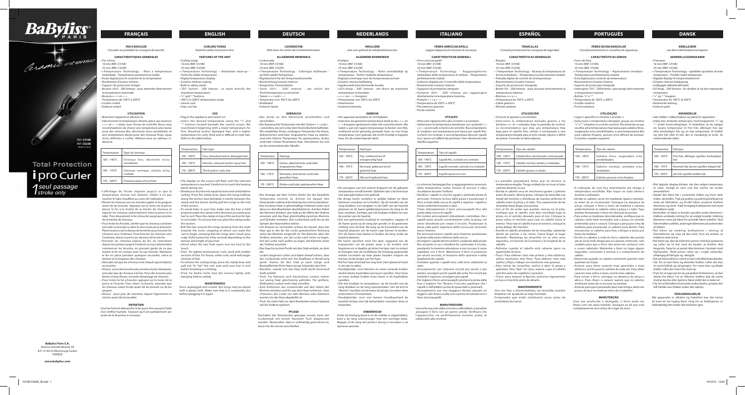BaByliss PARIS

Ceramic intense

REF. C519E
REF. C525E
Made in China

Total Protection
i pro Curler
1 seul passage
stroke only

# FRANÇAIS

**FER A BOUCLER**
*Consulter au préalable les consignes de sécurité.*

**CARACTERISTIQUES GENERALES**

- Fer à friser
  19 mm (REF. C519E)
  25 mm (REF. C525E)
- i-Temperature Technology – Mise à température immédiate - Température parfaitement stable
- Ecran digital pour le contrôle de la température
- Revêtement Ceramic Intense
- Support de protection intégré
- Bouton «O/I» - 200 Intense : pour atteindre directement la température maximale
- Boutons « + » et « - »
- Température de 100°C à 200°C
- Cordon rotatif
- Embout isolant

**UTILISATION**

- Branchez l'appareil et allumez-le.
- Sélectionner la température désirée grâce aux boutons « + » et « - » situés sous l'écran de contrôle. Nous vous recommandons de choisir une température plus basse pour des cheveux fins, décolorés et/ou sensibilisés, et une température élevée pour des cheveux frisés, épais et/ou difficiles à coiffer. Référez-vous au tableau ci-dessous :

| Température | Type de cheveux |
|---|---|
| 100 – 140°C | Cheveux fins, décolorés et/ou sensibilisés |
| 140 – 170°C | Cheveux normaux, colorés et/ou ondulés |
| 170 – 200°C | Cheveux épais et/ou frisés |

- L'affichage de l'écran clignote jusqu'à ce que la température choisie soit atteinte. Veiller à ne pas toucher le tube chauffant au cours de l'utilisation.
- Diviser les cheveux secs en mèches égales et les peigner avant de les boucler. Appuyer sur le levier de la pince, placer le fer à la moitié de la mèche de cheveux et répartir les cheveux uniformément entre la pince et le tube. Tirer doucement le fer à boucler jusqu'aux pointes de la mèche de cheveux.
- Pour éviter les frisottis, vérifier que les cheveux sont bien enroulés sous la pince, dans le sens voulu pour la boucle. Placer la pince sur le dessus de la mèche pour boucler les cheveux vers l'intérieur. Pour boucler les cheveux vers l'extérieur, placer la pince au-dessous de la mèche.
- Enrouler les cheveux autour du fer, en remontant depuis les pointes jusqu'à l'endroit où vous désirez faire commencer les boucles, en prenant garde de ne pas mettre le fer en contact avec le cuir chevelu. Maintenir le fer en place pendant quelques secondes, selon la texture et la longueur des cheveux.
- Dérouler lorsque les cheveux sont chauds (pas brûlants) au toucher.
- Astuce : pour des boucles plus serrées et plus élastiques, enrouler peu de cheveux à la fois. Pour des boucles plus lâches et plus floues, enrouler davantage de cheveux.
- Pour retirer le fer à boucler, appuyer sur le levier de la pince et l'écarter. Pour «fixer» la boucle, attendre que les cheveux soient froids avant de les brosser ou de les peigner.
- Astuce : pour plus de maintien, laquer légèrement la mèche avant de la travailler.

**ENTRETIEN**

Une fois froid et débranché, le fer peut-être essuyé à l'aide d'un chiffon humide. S'assurer qu'il est parfaitement sec avant de le brancher à nouveau.

# ENGLISH

**CURLING TONGS**
*Read the safety instructions first.*

**FEATURES OF THE UNIT**

- Curling tongs
  19 mm (REF. C519E)
  25 mm (REF. C525E)
- i-Temperature Technology – Immediate heat-up – Perfectly stable temperature
- Digital temperature display
- Ceramic Intense coating
- Built-in safety stand
- "O/I" button - 200 Intense : to reach directly the maximum temperature
- "+" and "-" buttons
- 100°C to 200°C temperature range
- Swivel cord
- Stay-cool tip

**USE**

- Plug in the appliance and switch on.
- Select the desired temperature using the "+" and "-" buttons located beneath the control screen. We recommend beginning with a lower temperature for fine, bleached and/or damaged hair, and a higher temperature for curly, thick and or difficult to style hair. Refer to the table below:

| Temperature | Hair type |
|---|---|
| 100 - 140°C | Fine, bleached and/or damaged hair |
| 140 - 170°C | Normal, coloured and/or wavy hair |
| 170 - 200°C | Thick and/or curly hair |

- The display on the screen will flash until the selected temperature is reached. Careful not to touch the heating barrel during use.
- Divide your dry hair into equal sections and comb before curling. Press the clamp lever, place the tongs halfway along the section and distribute it evenly between the clamp and the barrel. Gently pull the tongs to the end of the section.
- To avoid kinks in your hair, make sure the hair is held properly under the clamp in the direction you want your hair to curl. Place the clamp on top of the section for hair to curl under. To curl you hair out, place the clamp under the section.
- Roll the hair around the tongs working from the ends towards the roots, stopping at where you want the curl to begin, ensuring that the tongs don't touch your scalp. Hold in place for a few seconds depending on the texture and length of your hair.
- Unroll when the hair feels warm (not too hot) to the touch.
- Trick : for tighter and bouncier curls, work with smaller sections of hair. For looser, softer curls, work with larger sections of hair.
- To remove the curling tongs, press the clamp lever and pull out. To "set" the curl, wait until your hair is cool before brushing or combing.
- Trick: for better hold, mist the section lightly with hairspray before curling.

**MAINTENANCE**

Once unplugged and cooled, the tongs may be wiped with a damp cloth. Make sure that it is completely dry before plugging it in again.

# DEUTSCH

**LOCKENSTAB**
*Bitte lesen Sie vorher die Sicherheitshinweise.*

**ALLGEMEINE MERKMALE**

- Lockenstab
  19 mm (REF. C519E)
  25 mm (REF. C525E)
- i-Temperature Technology - Sofortiges Aufheizen - perfekt stabile Temperatur
- Digitalschirm für die Temperaturkontrolle
- Beschichtung Ceramic Intense
- Integrierter Schutzständer
- Taste «O/I» - 200 Intense : um sofort die Höchsttemperatur zu erreichen
- Tasten « + » und « - »
- Temperatur von 100°C bis 200°C
- Drehkabel
- Isolierte Spitze

**GEBRAUCH**

- Das Gerät an den Netzstrom anschließen und einschalten.
- Die Gewünschte Temperatur mit den Tasten « + » und « - » einstellen, die sich unter dem Kontrollschirm befinden. Wir empfehlen Ihnen, niedrigere Temperatur für feines, dekoloriertes und/oder strapaziertes Haar zu wählen, und eine höhere Temperatur für gekraustes, dickes und/oder schwer frisierbares Haar. Orientieren Sie sich an der untenstehenden Tabelle:

| Temperatur | Haartyp |
|---|---|
| 100 – 140°C | Feines, dekoloriertes und/oder strapaziertes Haar |
| 140 – 170°C | Normales, koloriertes und/oder gewelltes Haar |
| 170 – 200°C | Dickes und/oder gekraustes Haar |

- Die Anzeige auf dem Schirm blinkt, bis die Gewählte Temperatur erreicht ist. Achten Sie darauf, den Heizzylinder während des Gebrauchs nicht zu berühren.
- Das trockene Haar in gleichmäßige Strähnen teilen und diese vor dem Bearbeiten durchkämmen. Auf den Hebel der Klemme drücken, den Stab an der Mitte der Strähne ansetzen und das Haar gleichmäßig zwischen Klemme und Zylinder verteilen. Den Lockenstab sanft bis an die Spitzen der Haarsträhne ziehen.
- Um Kräusel zu vermeiden achten Sie darauf, dass das Haar gut in der für die Locke gewünschten Richtung unter der Klemme eingerollt ist. Die Klemme über der Strähne ansetzen, um die Locke nach innen zu legen. Um die Locke nach außen zu legen, die Klemme unter der Strähne ansetzen.
- Das Haar bis zum Punkt um den Stab wickeln, an dem die Locken beginnen sollen und dabei darauf achten, dass der Lockenstab nicht mit der Kopfhaut in Berührung gerät. Halten Sie den Stab je nach Länge und Beschaffenheit Ihres Haars einige Sekunden dort fest.
- Abrollen, sobald sich das Haar heiß (nicht brennend heiß) anfühlt.
- Trick: Für kleinere und elastischere Locken immer nur wenig Haar gleichzeitig aufrollen. Für größere, fließendere Locken mehr Haar einrollen.
- Zum Entfernen des Lockenstabs auf den Hebel der Klemme drücken und ihn aus dem Haar entfernen. Zum «Fixieren» der Locke vor dem Bürsten oder Kämmen warten, bis das Haar abgekühlt ist.
- Trick: für mehr Halt vor dem Bearbeiten etwas Haarlack auf die Strähne sprühen.

**PFLEGE**

Nachdem der Netzstecker gezogen wurde, kann der Lockenstab mit einem feuchten Tuch abgewischt werden. Überprüfen, dass er vollständig getrocknet ist, bevor Sie ihn erneut anschließen.

# NEDERLANDS

**KRULIJZER**
*Lees voor gebruik de veiligheidsinstructies.*

**ALGEMENE KENMERKEN**

- Krulijzer
  19 mm (REF. C519E)
  25 mm (REF. C525E)
- i-Temperature Technology – Komt onmiddellijk op temperatuur - Perfect stabiele temperatuur
- Digitaal schermpje voor de temperatuurcontrole
- Ceramic Intense bekleding
- Ingebouwde beschermende houder
- «O/I»-knop – 200° Intense : om direct de maximale temperatuur te bereiken
- « + » en « - » knoppen
- Temperatuur van 100°C tot 200°C
- Zwenksnoer
- Isolerend uiteinde

**GEBRUIK**

- Het apparaat aansluiten en inschakelen.
- Selecteer de gewenste temperatuur dank zij de « + » en « - » knoppen gesitueerd onder het controlescherm. We raden u aan een lagere temperatuur te kiezen voor fijn, ontkleurd en/of gevoelig gemaakt haar, en een hoge temperatuur voor gekruld, dik en/of moeilijk te kappen haar. Zie de onderstaande tabel:

| Temperatuur | Haartype |
|---|---|
| 100 - 140°C | Fijn, ontkleurd en/of overgevoelig haar |
| 140 - 170°C | Normaal, gekleurd en/of golvend haar |
| 170 - 200°C | Dik en/of gekruld haar |

- De weergave van het scherm knippert tot de gekozen temperatuur wordt bereikt. Opletten dat u de hete buis niet aanraakt tijdens het gebruik.
- De droge haren verdelen in gelijke lokken en deze kammen vooraleer ze te krullen. Op de hendel van de tang drukken, het tangetje in de helft van de haarlok plaatsen en de haren gelijkmatig tussen de tang en de buis verdelen. Zachtjes aan het krulijzer trekken tot aan de punten van de haarlok.
- Om een gekroezeld resultaat te vermijden, nagaan of de haren goed op de tang zijn gerold, in de gewenste richting voor de krul. De tang op de bovenkant van de haarlok plaatsen om de haren naar binnen te krullen. Om de haren naar buiten te krullen de tang onder de haarlok plaatsen.
- De haren oprollen rond het ijzer, opgaand van de haarpunten tot de plaats waar u de krullen wilt beginnen en er daarbij op letten het ijzer niet in contact te brengen met de hoofdhuid. De krultang gedurende enkele seconden op haar plaats houden volgens de textuur en de lengte van het haar.
- Rol het haar af terwijl het nog heet (niet gloeiend heet) is om aan te raken.
- Handigheidje: voor kleinere en meer verende krullen slechts kleine haarlokken per beurt oprollen. Voor losse en meer wollige krullen meer haren in de haarlokken oprollen.
- Om het krulijzer te verwijderen, op de hendel van de tang drukken en de tang openspreiden. Om de krul te "fixeren" wachten tot de haren koud zijn vooraleer deze te borstelen of te kammen.
- Handigheidje: voor een betere houdbaarheid de haarlok lichtjes met lak behandelen vooraleer deze te bewerken.

**ONDERHOUD**

Zodra de krultang koud is en de stekker is uitgetrokken, kunt u de tang schoonvegen met een vochtige doek. Nagaan of de tang wel perfect droog is vooraleer u ze opnieuw aansluit.

# ITALIANO

**FERRO ARRICCIACAPELLI**
*Leggere dapprima le istruzioni di sicurezza.*

**CARATTERISTICHE GENERALI**

- Ferro arricciacapelli
  19 mm (REF. C519E)
  25 mm (REF. C525E)
- i-Temperature Technology – Raggiungimento immediato della temperatura di utilizzo - Temperatura perfettamente stabile
- Schermo digitale per il controllo della temperatura
- Rivestimento Ceramic Intense
- Supporto di protezione integrato
- Pulsante «O/I» – 200° Intense: per raggiungere direttamente la temperatura massima
- Pulsanti « + » e « - »
- Temperatura da 100°C a 200°C
- Filo elettrico girevole
- Punta isolante

**UTILIZZO**

- Attaccare l'apparecchio alla corrente e accendere.
- Selezionare la temperatura desiderata con i pulsanti « + » e « - » posti sullo schermo di controllo. Raccomandiamo di scegliere una temperatura più bassa per capelli fini, scoloriti e/o rovinati, e una temperatura alta per capelli ricci, spessi e/o difficili da pettinare. Fare riferimento alla tabella seguente:

| Temperatura | Tipo di capelli |
|---|---|
| 100 - 140°C | Capelli fini, scoloriti e/o rovinati |
| 140 - 170°C | Capelli normali, colorati e/o ondulati |
| 170 - 200°C | Capelli spessi e/o ricci |

- Lo schermo lampeggia fino a raggiungimento avvenuto della temperatura scelta. Evitare di toccare il tubo riscaldante durante l'utilizzo.
- Dividere i capelli in ciocche uguali e pettinarli prima di arricciarle. Premere la leva della pinza e posizionare il ferro a metà della ciocca di capelli e ripartire i capelli in modo uniforme fra pinza e tubo.
  Tirare delicatamente il ferro arricciacapelli fino alle punte della ciocca di capelli.
- Per evitare arricciamenti indesiderati, controllare che i capelli siano avvolti correttamente sotto la pinza, nel senso desiderato per creare il ricciolo. Posizionare la pinza sulla parte superiore della ciocca per arricciare verso l'interno.
  Per arricciare invece i capelli verso l'esterno, posizionare la pinza nella parte inferiore della ciocca.
- Avvolgere i capelli attorno al ferro, risalendo dalle punte fino al punto in cui si desidera far cominciare il ricciolo, prestando la massima attenzione a non toccare il cuoio capelluto con il ferro. Mantenere il ferro in posizione per alcuni secondi, in funzione dello spessore e della lunghezza dei capelli.
- Srotolare quando i capelli sono caldi (non caldissimi) al tatto.
- Accorgimento: per ottenere riccioli più serrati e più elastici, avvolgere pochi capelli alla volta. Per riccioli più morbidi e vaporosi, avvolgere più capelli.
- Per togliere il ferro arricciacapelli, premere la pinza dalla leva e togliere. Per "fissare" il ricciolo, aspettare che i capelli si raffreddino prima di spazzolarli o pettinarli.
- Accorgimento: per una maggiore durata, passare un leggero velo di lacca sulla ciocca prima di trattarla con il ferro arricciacapelli.

**MANUTENZIONE**

Una volta staccato dalla corrente e raffreddato, è possibile asciugare il ferro con un panno umido. Verificare che l'apparecchio sia perfettamente asciutto prima di riattaccarlo alla corrente.

# ESPAÑOL

**TENACILLAS**
*Consulte previamente las consignas de seguridad.*

**CARACTERÍSTICAS GENERALES**

- Rizador
  19 mm (REF. C519E)
  25 mm (REF. C525E)
- i-Temperature Technology - Alcanza la temperatura de forma inmediata - Temperatura perfectamente estable
- Pantalla digital de control de la temperatura
- Revestimiento Ceramic Intense
- Soporte de protección integrado
- Botón O/I - 200 Intense : para alcanzar directamente la temperatura máxima
- Botones « + » y « - »
- Temperatura de 100°C a 200°C
- Cable giratorio
- Remate aislante

**UTILIZACIÓN**

- Conecte el aparato y enciéndalo.
- Seleccione la temperatura deseada gracias a los botones « + » et « - » situados bajo la pantalla de control. Le recomendamos que elija una temperatura más baja para el cabello fino, teñido o estropeado y una temperatura elevada para el pelo rizado, áspero o difícil de peinar. Consulte la tabla adjunta:

| Temperatura | Tipo de cabello |
|---|---|
| 100 - 140°C | Cabello fino, decolorado o estropeado |
| 140 - 170°C | Cabello normal, teñido y ondulado |
| 170 - 200°C | Cabello grueso o rizado |

- La pantalla parpadeará hasta que se alcance la temperatura elegida. Tenga cuidado de no tocar el tubo caliente durante su uso.
- Divida el cabello seco en mechones iguales y péinelo antes de rizarlo. Abra la pinza, coloque las tenacillas a la mitad del mechón y distribuya de manera uniforme el cabello entre la pinza y el tubo. Tire suavemente de las tenacillas hasta llegar a las puntas.
- Con el fin de evitar que queden marcas en el pelo, verifique que el cabello está bien enrollado bajo la pinza, en el sentido deseado para el rizo. Coloque la pinza sobre el mechón para rizar el cabello hacia el interior. Para rizar el cabello hacia el exterior, coloque la pinza debajo del mechón.
- Enrolle el cabello alrededor de las tenacillas, subiendo desde las puntas a las raíces, hasta llegar al lugar deseado. Mantenga las tenacillas en su sitio unos segundos, en función de la textura y la longitud de su cabello.
- Retírelas cuando el cabello esté caliente (pero no quemando) al tacto.
- Truco: Para obtener rizos más prietos y más elásticos, utilice mechones más finos. Para obtener rizos más sueltos y flojos, trabaje con mechones más gruesos.
- Para retirar las tenacillas, vuelva a abrir la pinza y apártelas. Para "fijar" los rizos, espere a que el cabello esté frío antes de cepillarlo o peinarlo.
- Truco: para mejorar la fijación, pulverice ligeramente con laca el mechón antes de alisarlo.

**MANTENIMIENTO**

Una vez frías y desenchufadas, las tenacillas pueden limpiarse con ayuda de un trapo húmedo.
Compruebe que están totalmente secas antes de enchufarlas de nuevo.

# PORTUGUÊS

**FERRO DE ENCARACOLAR**
*Consulte previamente os conselhos de segurança.*

**CARACTERÍSTICAS GERAIS**

- Ferro de frisa
  19 mm (REF. C519E)
  25 mm (REF. C525E)
- i-Temperature Technology – Aquecimento imediato - Temperatura perfeitamente estável
- Ecrã digital para controlo da temperatura
- Revestimento Ceramic Intense
- Suporte de protecção integrado
- Interruptor "O/I" - 200 Intense : para atingir directamente a temperatura máxima
- Botões "+" e "-"
- Temperatura de 100°C a 200°C
- Cordão rotativo
- Ponta isoladora

**UTILIZAÇÃO**

- Ligue o aparelho à corrente e acenda-o.
- Seleccione a temperatura desejada, graças aos botões "+" e "-" situados no ecrã de controlo. Recomenda-se que escolha uma temperatura mais baixa para cabelos finos, oxigenados e/ou sensibilizados, e uma temperatura alta para cabelos frisados, grossos e/ou difíceis de pentear. Consulte o quadro seguinte:

| Temperatura | Tipo de cabelo |
|---|---|
| 100 - 140°C | Cabelos finos, oxigenados e/ou sensibilizados |
| 140 - 170°C | Cabelos normais, pintados e/ou ondulados |
| 170 - 200°C | Cabelos grossos e/ou frisados |

- A indicação do ecrã fica intermitente até chegar à temperatura escolhida. Não toque no tubo térmico durante a utilização.
- Divida os cabelos secos em madeixas iguais e penteie-as antes de as encaracolar. Carregue na alavanca da pinça, coloque o ferro a meio da madeixa e reparta uniformemente os cabelos entre a pinça e o tubo. Faça deslizar lentamente o ferro em direcção às pontas.
- Para evitar as madeixas desordenadas, verifique que os cabelos estão bem enrolados sob a pinça, no sentido pretendido para o caracol. Coloque a pinça por cima da madeixa para encaracolar os cabelos para dentro. Para encaracolar os cabelos para fora, coloque a pinça por baixo da madeixa.
- Enrole os cabelos à roda do ferro, subindo das pontas até ao local onde deseja que os caracóis comecem, com cuidado para que o ferro não entre em contacto com o couro cabeludo. Mantenha o ferro no lugar alguns segundos, consoante a textura e o comprimento do cabelo.
- Desenrole quando os cabelos estiverem quentes (sem queimar) ao toque.
- Astúcia: para obter caracóis mais apertados e mais elásticos, enrole poucos cabelos de cada vez. Para obter caracóis mais soltos e leves, enrole mais cabelos.
- Para retirar o ferro, carregue na alavanca da pinça e abra-a. Para «fixar» o caracol, espere que os cabelos arrefeçam antes de os escovar ou pentear.
- Astúcia: para que o penteado dure mais tempo, deite um pouco de laca na madeixa antes de a trabalhar.

**MANUTENÇÃO**

Uma vez arrefecido e desligado, o ferro pode ser limpo com um pano húmido. Assegure-se de que está completamente seco antes de o ligar de novo.

# DANSK

**KRØLLEJERN**
*Læs først sikkerhedsanvisningerne*

**GENERELLE EGENSKABER**

- Friserjern
  19 mm (REF. C519E)
  25 mm (REF. C525E)
- i-Temperature Technology – øjeblikke opnåelse af rette temperatur – Perfekt stabil temperatur
- Digitalt display til temperaturkontrol
- Ceramic Intense belægning
- Indbygget sikkerhedsholder
- O/I knap - 200 Intense : for direkte at nå den maksimale temperatur
- "+" og "-" knapper
- Temperatur fra 100°C til 200°C
- Roterende ledning
- Isoleret spids

**ANVENDELSE**

- Sæt stikket i stikkontakten og tænd for apparatet.
- Vælg den ønskede temperatur med knapperne "+" og "-" under kontrolskærmen. Vi anbefaler, at du vælger en lavere temperatur til fint hår, afbleget hår og/eller beskadiget hår og en høj temperatur til krøllet og tykt hår eller til hår, der er vanskeligt at style. Se nedenstående tabel:

| Temperatur | Hårtype |
|---|---|
| 100 - 140°C | Fint hår, afbleget og/eller beskadiget hår |
| 140 - 170°C | Normalt hår, farvet og/eller bølget hår |
| 170 - 200°C | ykt hår og/eller krøllet hår |

- Det digitale display blinker, når den valgte temperatur er nået. Undgå at røre ved det varme rør under anvendelsen.
- Opdel det tørre hår i ensartede lokker og friser dem inden, de krølles. Tryk på grebet og anbring krøllejernet midt på hårlokken og fordel håret ensartet mellem klemmen og røret. Træk forsigtigt krøllejernet ned mod hårlokkens spids.
- Kontroller, at håret er korrekt oprullet under klemmen i krøllens ønskede retning for at undgå krushår. Anbring klemmen oven på håret for at krølle håret indefter. Skal håret krølles udefter, anbringes klemmen på undersiden af lokken.
- Rul håret op omkring krøllejernet i retning af hårrødderne og stop på det sted, hvor du ønsker, at krøllerne skal starte.
- Rul håret op, idet du klemmer jernet omkring spidserne og ruller op til det sted du ønsker at krøllen skal begynde. Sørg for at jernet ikke kommer i kontakt med hårbunden. Hold jernet rullet op i nogle sekunder, afhængig af hårtype og -længde.
- Rul ud mens håret er varmt at røre ved (ikke brændende).
- Tip: for at lave faste og elastiske krøller, rulles der kun en tynd hårlok op ad gangen. For mere løse og bløde krøller rulles der mere hår med op.
- Tryk, for at tage jernet ud, på grebet til klemmen, så den løsnes fra håret. For at «fiksere» krøllen skal du vente med at børste eller kamme håret indtil det er kølet af
- Tip: for at få krøllen til at holde endnu bedre, sprøjtes der lidt hårlak over lokken inden den sættes.

**VEDLIGEHOLDELSE**

Når apparatet er afkølet og frakoblet kan det tørres af med en let fugtig klud. Sørg for at krøllejernet er fuldstændig tørt inden det tilsluttes igen.

**BaByliss Paris S.A.**
Avenue Aristide Briand, 99
B.P. 72 92123 Montrouge Cedex
FRANCE

**www.babyliss.com**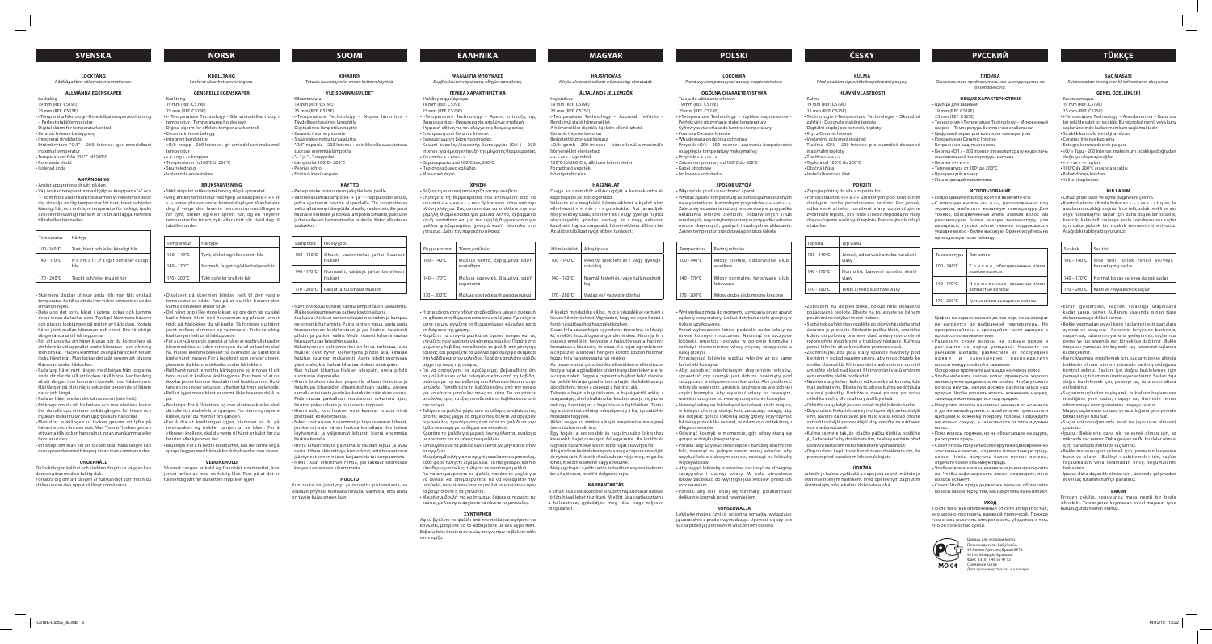# SVENSKA

## LOCKTÅNG

*Rådfråga först säkerhetsinformationen.*

### ALLMÄNNA EGENSKAPER

- Locktång
  - 19 mm (REF. CI519E)
  - 25 mm (REF. CI525E)
- i-Temperature Teknologi – Omedelbart temperaturhöjning – Perfekt stabil temperatur
- Digital skärm för temperaturkontroll
- Ceramic Intense beläggning
- Integrerat skyddsstöd
- Strömbrytare "O/I" – 200 Intense: ger omedelbart maximal temperatur
- Temperaturer från 100°C till 200°C
- Roterande sladd
- Isolerad ände

### ANVÄNDNING

- Anslut apparaten och sätt på den.
- Väj önskad temperatur med hjälp av knapparna "+" och "-" som finns under kontrollskärmen. Vi rekommenderar dig att välja en låg temperatur för tunt, blekt och/eller känsligt hår, och en högre temperatur för lockigt, tjockt och/eller besvärligt hår som är svårt att lägga. Referera till tabellen här nedan:

| Temperatur | Hårtyp |
|---|---|
| 100 -140°C | Tunt, blekt och/eller känsligt hår |
| 140 - 170°C | Normalt, färgat och/eller lockigt hår |
| 170 - 200°C | Tjockt och/eller krusigt hår |

- Skärmens display blinkar ända tills man fått önskad temperatur. Se till så att du inte vidrör värmeröret under användningen.
- Dela upp det torra håret i jämna lockar och kamma dessa innan du lockar dem. Tryck på klämmans hävarm och placera lockängen på mitten av hårlocken, fördela håret jämt mellan klämman och röret. Dra försiktigt tången ända ut till hårtopparna.
- För att undvika att håret krusas bör du kontrollera så att håret är väl uppdelat under klämman i den riktning som önskas. Placera klämman ovanpå hårlocken för att locka håret inåt. Man lockar det utåt genom att placera klämman under hårlocken.
- Rulla upp håret runt tången med början från topparna ända dit där du vill att locken skall börja. Var försiktig så att tången inte kommer i kontakt med hårbotten. Håll tången på plats några sekunder beroende på hårets natur och längd.
- Rulla av håret medan det känns varmt (inte hett).
- Ett knep: om du vill ha fastare och mer elastiska lockar bör du rulla upp en tunn lock åt gången. För lösare och mjukare lockar rullar man upp tjockare hårlockar.
- Man drar lockängen ur locken genom att lyfta på hävarmen och dra den utåt. Man "fixerar" locken genom att vänta tills locken har svalnat innan man kammar eller borstar ut den.
- Ett knep: om man vill att locken skall hålla längre kan man spreja den med hårspray innan man kammar ut den.

### UNDERHÅLL

Då lockängen kallnat och sladden dragits ur väggen kan den rengöras med en fuktig duk.
Försäkra dig om att tången är fullständigt torr innan du ställer undan den uppåt så långt som önskas.

# NORSK

## KRØLLTANG

*Les først sikkerhetsanvisningene.*

### GENERELLE EGENSKAPER

- Krølltang.
  - 19 mm (REF. CI519E)
  - 25 mm (REF. CI525E)
- i- Temperature Technology - Får umiddelbart opp i temperatur - Temperaturen holdes jevn
- Digital skjerm for effektiv temper aturkontroll
- Ceramic Intense belegg
- Integrert beskyttelse
- «O/I» knapp - 200 Intense : gir umiddelbart maksimal temperatur
- «+» og «-» knapper
- Temperatur fra 100°C til 200°C
- Snurreledning
- Isolerende endestykke

### BRUKSANVISNING

- Stikk støpselet i stikkontakten og slå på apparatet.
- Velg ønsket temperatur ved hjelp av knappene « + » et « - » som er plassert under kontrolldisplayet. Vi anbefaler deg å velge den laveste temperaturinnstillingene for tynt, bleket og/eller sprøtt hår, og en høyere temperatur for fint, tykt eller stritt hår. Hold deg til tabellen under:

| Temperatur | Hårtype |
|---|---|
| 100 -140°C | Tynt, bleket og/eller sprøtt hår |
| 140 - 170°C | Normalt, farget og/eller bølgete hår |
| 170 - 200°C | Tykt og/eller krøllete hår |

- Displayet på skjermen blinker helt til den valgte temperatur er nådd. Pass på at du ikke berører den varme sylinderen under bruk.
- Del håret opp i like store lokker, og gre dem før du skal krølle håret. Klem ned hevearmen og plasser jernet midt på hårlokken du vil krølle. Så fordeler du håret jevnt mellom klemmen og sylinderen. Trekk forsiktig krølltangen helt ut til hårtuppene.
- For å unngå krusehår, pass på at håret er godt rullet under klemmedekselet i den retningen du vil at krøllen skal ha. Plasser klemmedekselet på oversiden av håret for å krølle håret innover. For å lage krøll som vender utover, plasserer du klemmedekselet under hårlokken.
- Rull håret rundt jernet fra hårtuppene og innover til det hvor du vil at krøllene skal begynne. Pass bare på at du ikke lar jernet komme i kontakt med hodebunnen. Hold tangen i ro i noen sekunder, alt etter hårtype og lengde.
- Rull ut igjen mens håret er varmt (ikke brennende) å ta på.
- Brukstips: For å få tettere og mer elastiske krøller, skal du rulle litt mindre hår om gangen. For større og mykere krøller, ruller du mer hår om gangen.
- For å dra ut krølltangen igjen, klemmer på du på hevespaken og trekker tangen ut av håret. For å «fikserer» krøllene, skal du vente til håret er kaldt før du børster eller kjemmer det.
- Brukstips: For å få bedre holdbarhet, kan det lønne seg å spraye luggen med hårlakk før du behandler den videre.

### VEDLIKEHOLD

Så snart tangen er kald og frakoblet strømnettet, kan jernet tørkes av med en fuktig klut. Pass på at det er fullstendig tørt før du setter i stapselet igjen.

# SUOMI

## KIHARRIN

*Tutustu turvallisuustietoihin ennen laitteen käyttöä.*

### YLEISOMINAISUUDET

- Kiharrinrauta.
  - 19 mm (REF. CI519E)
  - 25 mm (REF. CI525E)
- i-Temperature Technology – Nopea lämmitys – Täydellisen tasainen lämpötila
- Digitaalinen lämpötilan näyttö
- Ceramic Intense pinnoite
- Sisäänrakennettu turvajalusta
- "O/I"-kytkin – 200 Intense : painikkeella saavutetaan suoraan enimmäislämpötila
- "+" ja "-"-näppäimet
- Lämpötilat 100°C - 200°C
- Pyörivä johto
- Eristävä kärkikappale

### KÄYTTÖ

- Pane pistoke pistorasiaan ja kytke laite päälle.
- Valitse haluamasi lämpötila "+" ja "-"-näppäimistä ohjaus-näytön alla. Suosittelemme valitsemaan matalan lämpötilan ohuille, vaalennetuille ja/tai hauraille hiuksille, ja korkean lämpötilan kiharille, paksuille ja/tai vaikeasti kammattaville hiuksille. Katso alla olevaa taulukkoa:

| Lämpötila | Hiustyyppi |
|---|---|
| 100 - 140°C | Ohuet, vaalennetut ja/tai hauraat hiukset |
| 140 - 170°C | Normaalit, värjätyt ja/tai laineilevat hiukset |
| 170 - 200°C | Paksut ja/tai kiharat hiukset |

- Näytön vilkkuu kunnes valittu lämpötila on saavutettu. Älä koske kuumenevaa putkea käytön aikana.
- Jaa kuivat hiukset samanpaksuisiin osioihin ja kampaa ne ennen kihartamista. Paina pihtien vipua, aseta rauta hiussuortuvan keskikohtaan ja jaa hiukset tasaisesti pihdin ja putken väliin. Vedä hitaasti kiharrinrautaa hiussuortuvan latvoihin saakka.
- Kähartymisen välttämiseksi on hyvä tarkistaa, että hiukset ovat hyvin levittyneinä pihdin alla, kiharan halutun suunnan mukaisesti. Aseta pihdit suortuvan yläpinnalle, kun haluat kihartaa hiukset sisäänpäin. Kun haluat kihartaa hiukset ulospäin, aseta pihdit suortuvan alapinnalle.
- Kierrä hiukset rautaan ympärille alkaen latvoista ja haluttuun kiharoiden alkamiskohtaan saakka, varoen samalla ettei rauta joudu kosketuksiin päänahan kanssa. Pidä rautaa paikallaan muutaman sekunnin ajan, hiusten paksuudesta ja pituudesta riippuen.
- Kierrä auki, kun hiukset ovat kuumat (mutta eivät polttavat) kosketettaessa.
- Nikki : saat aikaan tiukemmat ja taipuisammat kiharat, jos kierrät vain vähän hiuksia kerrallaan. Jos haluat löyhemmät ja väljemmät kiharat, kierrä enemmän hiuksia kerralla.
- Irrota kiharrinrauta painamalla raudan vipua ja avaa rauta. Kihara «kiinnittyy», kun odotat, että hiukset ovat jäähtyneet ennen niiden harjaamista tai kampaamista.
- Nikki : saat enemmän ryhtiä, jos lakkaat suortuvan kevyesti ennen sen kihartamista.

### HUOLTO

Kun rauta on jäähtynyt ja irrotettu pistorasiasta, se voidaan pyyhkiä kostealla rievulla. Varmista, että rauta on täysin kuiva ennen kuin

# ΕΛΛΗΝΙΚΑ

## ΨΑΛΙΔΙ ΓΙΑ ΜΠΟΥΚΛΕΣ

*Συμβουλευτείτε πρώτα τις οδηγίες ασφαλείας.*

### ΓΕΝΙΚΑ ΧΑΡΑΚΤΗΡΙΣΤΙΚΑ

- Ψαλίδι για φρύζαρισμα.
  - 19 mm (REF. CI519E)
  - 25 mm (REF. CI525E)
- i-Temperature Technology – Άμεση επίτευξη της θερμοκρασίας - Θερμοκρασία απολύτως σταθερή
- Ψηφιακή οθόνη για τον έλεγχο της θερμοκρασίας
- Επίστρωση από Ceramic Intense
- Ενσωματωμένη βάση προστασίας
- Κουμπί «Λειτουργίας/Διακοπής λειτουργίας (O/I )» - 200 Intense : για άμεση επίτευξη της μέγιστης θερμοκρασίας
- Κουμπιά «+» και «–»
- Θερμοκρασία από 100°C έως 200°C.
- Περιστρεφόμενο καλώδιο.
- Μονωτικό άκρο.

### ΧΡΗΣΗ

- Βάζετε τη συσκευή στην πρίζα και την ανάβετε.
- Επιλέγετε τη θερμοκρασία που επιθυμείτε από τα κουμπιά «+» και «–» που βρίσκονται κάτω από την οθόνη ελέγχου. Σας συνιστούμε να επιλέξετε την πιο χαμηλή θερμοκρασία για μαλλιά λεπτά, ξεβαμμένα και/ή ευαίσθητα και μια πιο υψηλή θερμοκρασία για μαλλιά φριζαρισμένα, χοντρά και/ή δύσκολα στο χτένισμα. Δείτε τον παρακάτω πίνακα:

| Θερμοκρασία | Τύπος μαλλιών |
|---|---|
| 100 – 140°C | Μαλλιά λεπτά, ξεβαμμένα και/ή ευαίσθητα |
| 140 – 170°C | Μαλλιά κανονικά, βαμμένα, και/ή κυματιστά |
| 170 – 200°C | Μαλλιά χοντρά και/ή φριζαρισμένα |

- Η απεικόνιση στην οθόνη αναβοσβήνει μέχρι η συσκευή να φθάσει στη θερμοκρασία που επιλέξατε. Προσέχετε ώστε να μην αγγίζετε το θερμαινόμενο κύλινδρο κατά τη διάρκεια της χρήσης.
- Χωρίζετε τα στεγνά μαλλιά σε όμοιες τούφες και τις χτενίζετε πριν αρχίσετε να κάνετε μπούκλες. Πατάτε το μοχλό της λαβίδας, τοποθετείτε το ψαλίδι στη μέση της τούφας και μοιράζετε τα μαλλιά ομοιόμορφα ανάμεσα στη λαβίδα και στον κύλινδρο. Τραβάτε απαλά το ψαλίδι μέχρι την άκρη της τούφας.
- Για να αποφύγετε το φριζάρισμα, βεβαιωθείτε ότι τα μαλλιά είναι καλά τυλιγμένα κάτω από τη λαβίδα, ανάλογα με την κατεύθυνση που θέλετε να δώσετε στην μπούκλα. Τοποθετείτε τη λαβίδα επάνω από την τούφα για να κάνετε μπούκλες προς τα μέσα. Για να κάνετε μπούκλες προς τα έξω, τοποθετείτε τη λαβίδα κάτω από την τούφα.
- Τυλίγετε τα μαλλιά γύρω από το σίδερο, αναδιπλώνοντας από τις άκρες μέχρι το σημείο που θέλετε να αρχίζουν οι μπούκλες, προσέχοντας έτσι ώστε το ψαλίδι να μην έρθει σε επαφή με το δέρμα του κεφαλιού. Κρατάτε το ψαλίδι για μερικά δευτερόλεπτα, ανάλογα με τον τύπο και το μήκος των μαλλιών.
- Ξετυλίγετε ενώ τα μαλλιά είναι ζεστά (να μην καίνε) στην τα αγγίξετε.
- Μικρή συμβουλή: για πιο σφιχτές και ελαστικές μπούκλες, κάθε φορά τυλίγετε λίγα μαλλιά. Για πιο χαλαρές και πιο ελεύθερες μπούκλες, τυλίγετε περισσότερα μαλλιά.
- Για να απομακρύνετε το ψαλίδι, πατάτε το μοχλό για να ανοίξει και απομακρύνετε. Για να «φιξάρετε» την μπούκλα, περιμένετε ώστε τα μαλλιά να κρυώσουν πριν τα βουρτσίσετε ή τα χτενίσετε.
- Μικρή συμβουλή: για κράτημα με διάρκεια, ψεκάστε τις τούφες με λακ πριν αρχίσετε να κάνετε τις μπούκλες.

### ΣΥΝΤΗΡΗΣΗ

Αφού βγάλετε το ψαλίδι από την πρίζα και αφήσετε να κρυώσει, μπορείτε να το καθαρίσετε με ένα υγρό πανί. Βεβαιωθείτε ότι είναι εντελώς στεγνό πριν το βάλετε πάλι στην πρίζα.

# MAGYAR

## HAJSÜTŐVAS

*Kérjük olvassa el először a biztonsági útmutatót.*

### ÁLTALÁNOS JELLEMZŐK

- Hajsütővas
  - 19 mm (REF. CI519E)
  - 25 mm (REF. CI525E)
- i-Temperature Technology – Azonnali felfűtés – Rendkívül stabil hőmérséklet.
- A hőmérséklet digitális kijelzőn ellenőrizhető.
- Ceramic Intense bevonat
- Beépített biztonsági támasz
- «O/I» gomb - 200 Intense : közvetlenül a maximális hőmérsékleti elérése​hez
- «+» és «–» gombok
- 100°C-tól 200°C-ig állítható hőmérséklet
- Forgatható vezeték
- Hőszigetelt csücs

### HASZNÁLAT

- Dugja az üzembe villásdugóját a konnektorba és kapcsolja be az hidító gombot.
- Válassza ki a megfelelő hőmérsékletet a kijelző alatt elhelyezett « + » és « – » gombokkal. Azt javasoljuk, hogy vékony szálú, szőkített és / vagy gyenge hajhoz alacsonyabb, göndör, vastag, és / vagy nehezen kezelhető hajhoz magasabb hőmérsékletet állítson be. Az alábbi táblázat nyújt ebben tanácsot:

| Hőmérséklet | A haj típusa |
|---|---|
| 100 - 140°C | Vékony, szőkített és / vagy gyenge szálú haj |
| 140 - 170°C | Normál, festett és / vagy hullámosított haj |
| 170 - 200°C | Vastag és / vagy göndör haj |

- A kijelző mindaddig villog, míg a készülék el nem éri a kívánt hőmérsékletet. Vigyázzon, hogy ne érjen hozzá a forró hajsütővashoz használat közben.
- Ossza fel a száraz hajat egyenlő​es tincsekre, és fésülje ki, mielőtt hozzáfogna a göndörítéshez. Nyomja le a csipesz emelőjét, helyezze a hajsütővasat a hajtincs közepére, és ossza el a hajat egyenletesen a csipesz és a sütővas hengere között. Ezután finoman húzza ki a hajsütővasat a haj végéig.
- Az össze-vissza göndörödés elkerülése érdekében, hogy a hajat a göndörítés kívánt irányában tekerte-e fel a csipesz alatt. Tegye a csipeszt a hajfürt felső részére, ha befelé kívánja göndöríteni a hajat. Ha kifelé akarja göndöríteni, tegye a csipeszt a hajtincs alá.
- Tekerje a hajat a hajsütővasra, a hajvégektől addig a magasságig, ahol a hullámokat kezdeni akarja, vigyázva, nehogy hozzaérjen a hajsütővas a fejbőrhez. Tartsa így a sütővasat néhány másodpercig a haj típusától és hosszától függően.
- Akkor vegye ki, amikor a hajat megérintve melegnek (nem túlforrónak) érzi.
- Egy fogás: a szorosabb és rugalmasabb loknikhoz kevesebb hajat csavarjon fel egyszerre. Ha lazább és lágyabb hullámokat kíván, több hajat csavarjon fel.
- A hajsütővas kivételekor nyomja meg a csipesz emelőjét, és nyissa szét. A lokni «fixálásához» várja meg, míg a haj kihűl, mielőtt lekefélné vagy kifésülné.
- Még egy fogás: a jobb tartás érdekében enyhén lakkozza be a hajtincset, mielőtt dolgozna rajta.

### KARBANTARTÁS

A kihűlt és a csatlakozóból kihúzott hajsütővasat nedves törlőruhával lehet tisztítani. Mielőtt újra csatlakoztatná a hálózathoz, győződjön meg róla, hogy teljesen megszáradt.

# POLSKI

## LOKÓWKA

*Przed użyciem przeczytać zasady bezpieczeństwa.*

### OGÓLNA CHARAKTERYSTYKA

- Tuleja do układania włosów
  - 19 mm (REF. CI519E)
  - 25 mm (REF. CI525E)
- i-Temperature Technology – szybkie nagrzewanie - Perfekcyjne utrzymanie stałej temperatury
- Cyfrowy wyświetlacz do kontroli temperatury
- Powłoka Ceramic Intense
- Wbudowana podpórka ochronna
- Przycisk «O/I» – 200 Intense : zapewnia bezpośrednie osiągnięcie temperatury maksymalnej
- Przyciski « + i » « – »
- Zakres temperatury od 100°C do 200°C
- Kabel obrotowy
- Izolowana końcówka

### SPOSÓB UŻYCIA

- Włączyć do prądu i uruchomić aparat.
- Wybrać żądaną temperaturę za pomocą umieszczonych na wyświetlaczu kontrolnym przycisków « + » et « – ». Zaleca się ustawianie niższej temperatury w przypadku układania włosów cienkich, odbarwionych i/lub wrażliwych, i wyższej temperatury w przypadku włosów mocno skręconych, grubych i trudnych w układaniu. Zakres temperatur przedstawia poniższa tabela:

| Temperatura | Rodzaj włosów |
|---|---|
| 100 - 140°C | Włosy cienkie, odbarwione i/lub wrażliwe |
| 140 - 170°C | Włosy normalne, farbowane i/lub lokowane |
| 170 - 200°C | Włosy grube i/lub mocno kręcone |

- Wyświetlacz miga do momentu uzyskania przez aparat żądanej temperatury. Unikać dotykania rurki grzejnej w trakcie użytkowania.
- Przed wykonaniem loków podzielić suche włosy na równe kosmyki i rozczesać. Nacisnąć na szczypce lokówki, umieścić lokówkę w połowie kosmyka i rozłożyć równomiernie włosy między szczypcami a rurką grzejną.
- Przeciągnąć lokówkę wzdłuż włosów aż po same końcówki kosmyka.
- Aby zapobiec niechcianym skręceniom włosów, sprawdzić czy kosmyk jest dobrze nawinięty pod szczypcami w odpowiednim kierunku. Aby podkręcić włosy do wewnątrz, umieścić szczypce na wierzchniej części kosmyka. Aby wywinąć włosy na zewnątrz, umieścić szczypce po wewnętrznej stronie kosmyka.
- Nawinąć włosy na lokówkę od końcówek aż do miejsca, w którym chcemy utożyć loki, zwracając uwagę, aby nie dotykać gorącą lokówką skóry głowy. Przytrzymać lokówkę przez kilka sekund, w zależności od tekstury i długości włosów.
- Odwinąć kosmyk w momencie, gdy włosy stają się gorące w dotyku (nie parzące).
- Porada: aby uzyskać mocniejsze i bardziej elastyczne loki, nawinąć za jednym razem mniej włosów. Aby uzyskać loki o słabszym skręcie, nawinąć na lokówkę więcej włosów.
- Aby wyjąć lokówkę z włosów, nacisnąć na dźwignię szczypców i usunąć włosy. W celu utrwalenia loków zaczekać do wystygnięcia włosów przed ich rozczesaniem.
- Porada: aby loki lepiej się trzymały, polakierować delikatnie kosmyk przed nawinięciem.

### KONSERWACJA

Lokówkę można czyścić wilgotną szmatką, wyłączając ją uprzednio z prądu i wystudzając. Upewnić się czy jest sucha przed jej ponownym włączeniem do sieci.

# ČESKY

## KULMA

*Před použitím si přečtěte bezpečnostní pokyny.*

### HLAVNÍ VLASTNOSTI

- Kulma
  - 19 mm (REF. CI519E)
  - 25 mm (REF. CI525E)
- Technologie i-Temperature Technologie - Okamžité zahřátí - Dokonale stabilní teplota
- Digitální displej pro kontrolu teploty
- Kryt z Ceramic Intense
- Vestavěný ochranný stojánek
- Tlačítko «O/I» - 200 Intense: pro okamžité dosažení maximální teploty
- Tlačítka «+» a «–»
- Teplota od 100°C do 200°C
- Otočná šňůra
- Izolační koncová část

### POUŽITÍ

- Zapojte přístroj do sítě a zapněte ho.
- Pomocí tlačítek «+» a «–» umístěných pod kontrolním displejem zvolte požadovanou teplotu. Pro jemné, odbarvené a/nebo narušené vlasy doporučujeme zvolit nižší teplotu, pro tvrdé a/nebo nepoddajné vlasy doporučujeme zvolit vyšší teplotu. Postupujte dle údajů v tabulce:

| Teplota | Typ vlasů |
|---|---|
| 100 - 140°C | Jemné, odbarvené a/nebo narušené vlasy |
| 140 - 170°C | Normální, barvené a/nebo vlnité vlasy |
| 170 - 200°C | Tvrdé a/nebo kudrnaté vlasy |

- Zobrazení na displeji bliká, dokud není dosaženo požadované teploty. Dbejte na to, abyste se během používání nedotýkali topné trubice.
- Suché vlasy před vlnováním rozdělte do stejných kadeří a před úpravou je pročešte. Stiskněte páčku klešťí, umístěte kulmu do poloviny pramene vlasů a vlasy rovnoměrně rozprostřete mezi klešťě a trubkový nástavec. Kulmou jemně táhněte až ke konečkům pramene vlasů.
- Zkontrolujte, zda jsou vlasy správně navinuty pod klešťěmi v požadovaném směru, aby nedocházelo ke vzniku chomáčků. Při tvarování vlasů směrem dovnitř umístěte klešťě nad kadeř. Při tvarování vlasů směrem ven umístěte klešťě pod kadeř.
- Naviňte vlasy kolem kulmy od konečků až k místu, kde mají začínat vlny. Dbejte na to, aby se kulma nedotýkala vlasové pokožky. Podržte v dané poloze po dobu několika vteřin, dle struktury a délky vlasů.
- Odviňte vlasy, když jsou na dotek teplé (nikoliv horké).
- Doporučení: Pokud chcete vytvořit pevnější a elastičtější vlny, naviňte na natáčku jen málo vlasů. Pokud chcete vytvořit volnější a rozvolnější vlny, naviňte na natáčku více vlasů současně.
- Kulmu vyjmete tak, že stlačíte páčku klešťí a oddálíte ji. „Zafixování" vlny dosáhnete tím, že vlasy nechat před úpravou kartáčem nebo hřebenem vychladnout.
- Doporučení: Lepší trvanlivosti tvaru dosáhnete tím, že pramen před natočením lehce nalakujete.

### ÚDRŽBA

Jakmile je kulma vychladlá a odpojena ze sítě, můžete je otřít navlhčeným hadříkem. Před opětovným zapnutím zkontrolujte, zda je kulma dokonale suchá.

# РУССКИЙ

## ПЛОЙКА

*Ознакомьтесь предварительно с инструкциями по безопасности.*

### ОБЩИЕ ХАРАКТЕРИСТИКИ

- Щипцы для завивки
  - 19 mm (REF. CI519E)
  - 25 mm (REF. CI525E)
- Технология i-Temperature Technology – Мгновенный нагрев – Температура безупречно стабильная
- Цифровой экран для контроля температуры
- Покрытие из Ceramic Intense
- Встроенная защитная опора
- Кнопка «O/I» - 200 Intense: позволяет сразу же достичь максимальной температуры нагрева
- Кнопки «+» и «–»
- Температура от 100° до 200°С
- Вращающийся шнур
- Изолирующий наконечник

### ИСПОЛЬЗОВАНИЕ

- Подсоедините прибор к сети и включите его.
- С помощью кнопок «+» и «–», расположенных под экраном, выберите желаемую температуру. Для тонких, обесцвеченных и/или ломких волос мы рекомендуем более низкую температуру, для вьющихся, густых и/или трудно поддающихся укладке волос - более высокую. Ориентируйтесь на приведенную ниже таблицу.

| Температура | Тип волос |
|---|---|
| 100 - 140°С | Тонкие, обесцвеченные и/или ломкие волосы |
| 140 - 170°С | Нормальные, крашеные и/или волнистые волосы |
| 170 - 200°С | Густые и/или вьющиеся волосы |

- Экран мигает до тех пор, пока аппарат не нагреется до выбранной температуры. Не прикасайтесь к греющейся части щипцов в процессе пользования ими.
- Разделите сухие волосы на равные пряди и расчешите их перед укладкой. Нажмите на рычажок щипцов, разместите их посередине пряди и равномерно распределите волосы между плойкой и зажимом. Осторожно протяните щипцы до кончиков волос.
- Чтобы избежать запома волос, проверьте, хорошо ли накручена прядь волос на плойку. Чтобы уложить волосы внутрь, зажим должен располагаться над прядью. Чтобы уложить волосы кончиками наружу, зажим должен находиться под прядью.
- Накрутите волосы на щипцы, начиная от кончиков и до желаемой длины, старайтесь не прикасаться щипцами к кожному покрову головы. Подождите несколько секунд, в зависимости от типа и длины волос.
- Пока волосы горячие, но не обжигающие на ощупь, раскрутите прядь.
- Совет: Чтобы получить более крутые и одновременно эластичные локоны, отделите более тонкую прядь волос. Чтобы получить более мягкие локоны, отделите более объемную прядь.
- Чтобы извлечь щипцы, нажмите на рычаг и раскройте их. Чтобы зафиксировать локон, подождите, пока волосы остынут.
- Совет: Чтобы прядь держалась дольше, обрызгайте волосы лаком перед тем, как накрутить их на плойку.

### УХОД

После того, как отключенный от сети аппарат остыл, его можно протереть влажной тряпочкой. Прежде чем снова включить аппарат в сеть, убедитесь в том, что он полностью сухой.

Щипцы для укладки волос
Производитель: BaByliss SA
99 Avenue Aristide Briand 92120 Montrouge, Франция
Факс: 33 (0) 1 46 56 47 52
Сделано в Китае
Дата производства: см. на товаре

MO 04

# TÜRKÇE

## SAÇ MAŞASI

*Kullanmadan önce güvenlik talimatlarını okuyunuz.*

### GENEL ÖZELLİKLERİ

- Kıvırma maşası.
  - 19 mm (REF. CI519E)
  - 25 mm (REF. CI525E)
- i-Temperature Technology – Anında ısınma – Kusursuz bir şekilde sabit bir sıcaklık. Bu teknoloji nemli veya kuru saçlar üzerinde kullanım imkanı sağlamaktadır
- Sıcaklık kontrolü için dijital ekran
- Ceramic Intense kaplama
- Entegre koruma destek parçası
- «O/I» Tuşu - 200 Intense: maksimum sıcaklığa doğrudan doğruya ulaşmayı sağlar
- « + » ve « – » tuşları
- 100°C ila 200°C arasında sıcaklık
- Rahat dönen kordon
- Yalıtım kapılması

### KULLANIM

- Cihazı prize takın ve açma düğmesini çevirin.
- Kontrol ekranı altında bulunan « + » ve « – » tuşları ile arzulanan sıcaklığı seçiniz. İnce telli, soluk renkli ve/veya hassaslaşmış saçlar için daha düşük bir sıcaklık, kıvırcık, kalın telli ve/veya şekle sokulması zor saçlar için daha yüksek bir sıcaklık seçmenizi öneriyoruz. Aşağıdaki tabloya başvurunuz:

| Sıcaklık | Saç tipi |
|---|---|
| 100 - 140°C | İnce telli, soluk renkli ve/veya hassaslaşmış saçlar |
| 140 - 170°C | Normal, boyalı ve/veya dalgalı saçlar |
| 170 - 200°C | Kalın ve /veya kıvırcık saçlar |

- Ekran göstergesi, seçilen sıcaklığa ulaşıncaya kadar yanıp söner. Kullanım sırasında ısınan tüpe dokunmamaya dikkat ediniz.
- Bukle yapmadan evvel kuru saçlarınızı eşit parçalara ayırınız ve tarayınız. Pensenin levyesine bastırınız, maşayı saç tutamının yarısına yerleştiriniz, saçlarınızı pense ve tüp arasında eşit bir şekilde dağıtınız. Bukle maşasını yumuşak bir biçimde saç tutamının uçlarına kadar çekiniz.
- Kıvırcıklaşmayı engellemek için, saçların pense altında buklenin olması istenen yönünde sardmış olduğunu kontrol ediniz. Saçları içe doğru bukleleme​k için penseyi saç tutamının üzerine yerleştiriniz. Saçları dışa doğru buklelemek için, penseyi saç tutamının altına yerleştiriniz.
- Saçlarınızı uçlarından başlayarak, buklelerin başlamasını istediğiniz yere kadar, maşayı saç derinizle temas ettirmemeye özen göstererek maşaya sarınız. Maşayı, saçlarınızın dokusu ve uzunluğuna göre yerinde birkaç saniye tutunuz.
- Saçlar dokunduğunuzda sıcak ise (aşırı sıcak olmasın) çözünüz.
- İpucu : Buklelerin daha sıkı ve esnek olması için, az miktarda saç sarınız. Daha gevşek ve fiş bukleler olması için, daha fazla miktarda saç sarınız.
- Bukle maşasını geri çekmek için, pensenin levyesine basın ve çıkarın. Bukleyi « sabitlemek » için, saçları fırçalamadan veya taramadan önce, soğumalarını bekleyiniz.
- İpucu : daha dayanıklı olması için , üzerinde çalışmadan evvel saç tutamını hafifçe parlatınız.

### BAKIM

Prizden çekilip, soğuyunca maşa nemli bir bezle silinebilir. Tekrar prize koymadan evvel maşanın iyice kurudğundan emin olunuz.